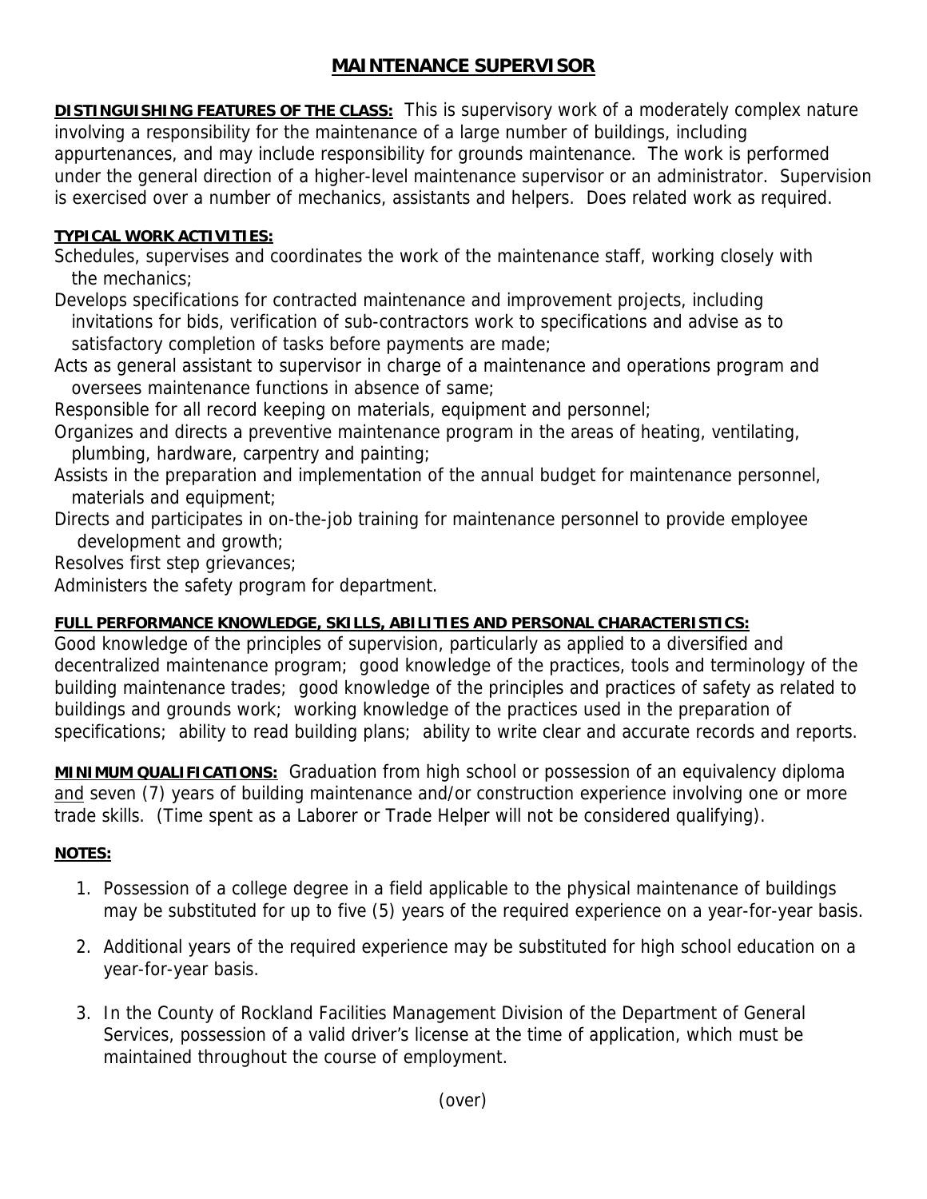# MAINTENANCE SUPERVISOR

**DISTINGUISHING FEATURES OF THE CLASS:** This is supervisory work of a moderately complex nature involving a responsibility for the maintenance of a large number of buildings, including appurtenances, and may include responsibility for grounds maintenance. The work is performed under the general direction of a higher-level maintenance supervisor or an administrator. Supervision is exercised over a number of mechanics, assistants and helpers. Does related work as required.

**TYPICAL WORK ACTIVITIES:**

Schedules, supervises and coordinates the work of the maintenance staff, working closely with the mechanics;

Develops specifications for contracted maintenance and improvement projects, including invitations for bids, verification of sub-contractors work to specifications and advise as to satisfactory completion of tasks before payments are made;

Acts as general assistant to supervisor in charge of a maintenance and operations program and oversees maintenance functions in absence of same;

Responsible for all record keeping on materials, equipment and personnel;

Organizes and directs a preventive maintenance program in the areas of heating, ventilating, plumbing, hardware, carpentry and painting;

Assists in the preparation and implementation of the annual budget for maintenance personnel, materials and equipment;

Directs and participates in on-the-job training for maintenance personnel to provide employee development and growth;

Resolves first step grievances;

Administers the safety program for department.

**FULL PERFORMANCE KNOWLEDGE, SKILLS, ABILITIES AND PERSONAL CHARACTERISTICS:**
Good knowledge of the principles of supervision, particularly as applied to a diversified and decentralized maintenance program; good knowledge of the practices, tools and terminology of the building maintenance trades; good knowledge of the principles and practices of safety as related to buildings and grounds work; working knowledge of the practices used in the preparation of specifications; ability to read building plans; ability to write clear and accurate records and reports.

**MINIMUM QUALIFICATIONS:** Graduation from high school or possession of an equivalency diploma and seven (7) years of building maintenance and/or construction experience involving one or more trade skills. (Time spent as a Laborer or Trade Helper will not be considered qualifying).

**NOTES:**

1. Possession of a college degree in a field applicable to the physical maintenance of buildings may be substituted for up to five (5) years of the required experience on a year-for-year basis.
2. Additional years of the required experience may be substituted for high school education on a year-for-year basis.
3. In the County of Rockland Facilities Management Division of the Department of General Services, possession of a valid driver's license at the time of application, which must be maintained throughout the course of employment.

(over)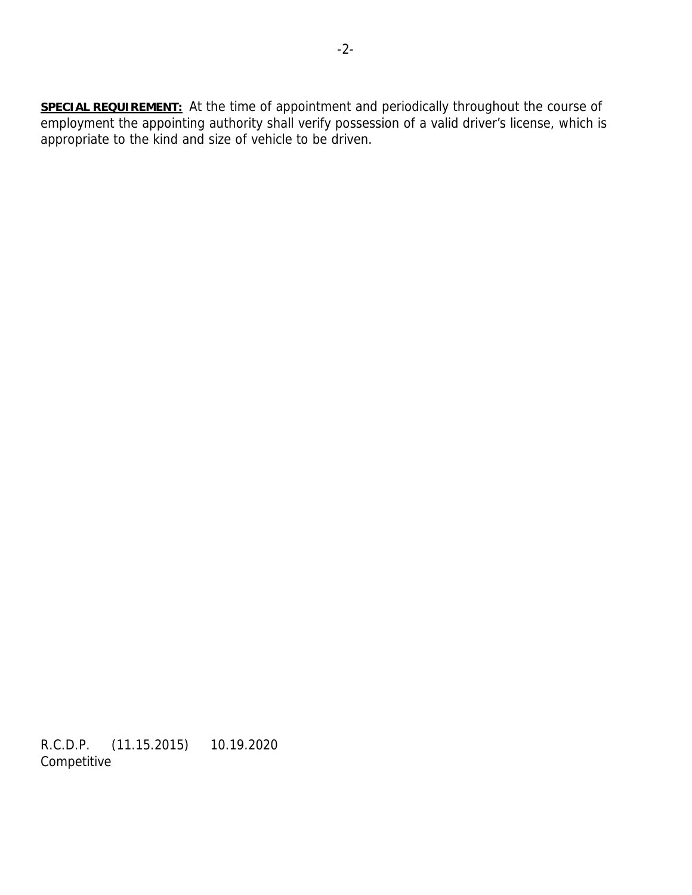**<u>SPECIAL REQUIREMENT:</u>** At the time of appointment and periodically throughout the course of employment the appointing authority shall verify possession of a valid driver's license, which is appropriate to the kind and size of vehicle to be driven.

R.C.D.P. (11.15.2015) 10.19.2020
Competitive